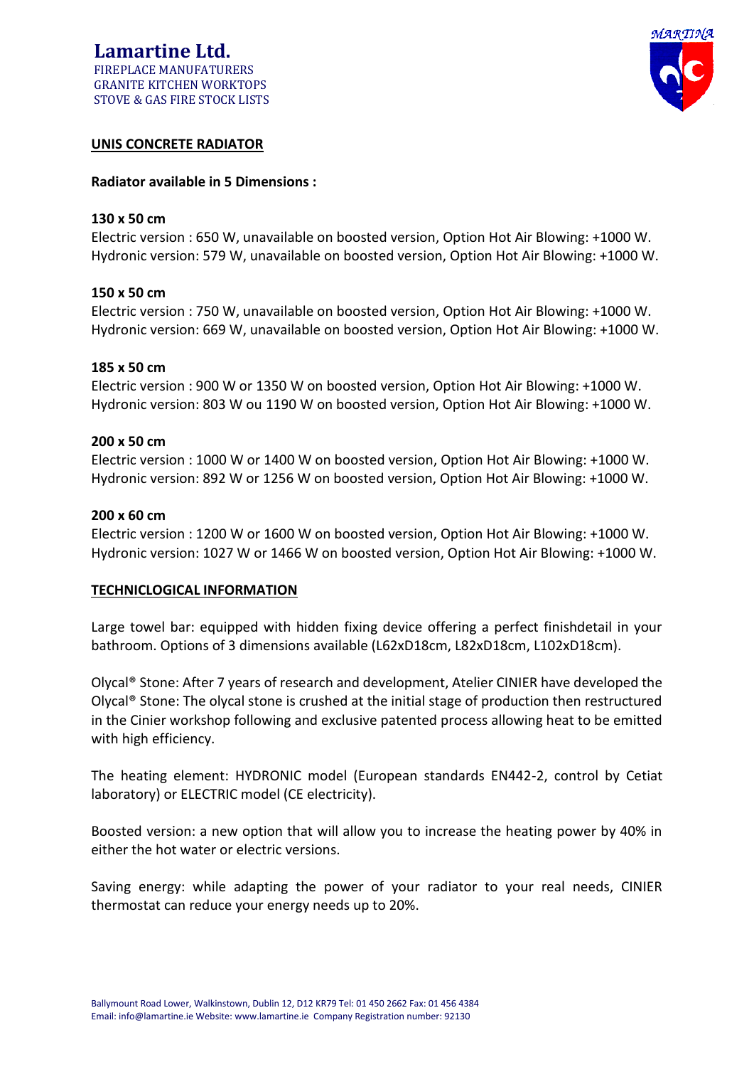**Lamartine Ltd.**
FIREPLACE MANUFATURERS
GRANITE KITCHEN WORKTOPS
STOVE & GAS FIRE STOCK LISTS

MARTINA

## UNIS CONCRETE RADIATOR

**Radiator available in 5 Dimensions :**

**130 x 50 cm**
Electric version : 650 W, unavailable on boosted version, Option Hot Air Blowing: +1000 W.
Hydronic version: 579 W, unavailable on boosted version, Option Hot Air Blowing: +1000 W.

**150 x 50 cm**
Electric version : 750 W, unavailable on boosted version, Option Hot Air Blowing: +1000 W.
Hydronic version: 669 W, unavailable on boosted version, Option Hot Air Blowing: +1000 W.

**185 x 50 cm**
Electric version : 900 W or 1350 W on boosted version, Option Hot Air Blowing: +1000 W.
Hydronic version: 803 W ou 1190 W on boosted version, Option Hot Air Blowing: +1000 W.

**200 x 50 cm**
Electric version : 1000 W or 1400 W on boosted version, Option Hot Air Blowing: +1000 W.
Hydronic version: 892 W or 1256 W on boosted version, Option Hot Air Blowing: +1000 W.

**200 x 60 cm**
Electric version : 1200 W or 1600 W on boosted version, Option Hot Air Blowing: +1000 W.
Hydronic version: 1027 W or 1466 W on boosted version, Option Hot Air Blowing: +1000 W.

## TECHNICLOGICAL INFORMATION

Large towel bar: equipped with hidden fixing device offering a perfect finishdetail in your bathroom. Options of 3 dimensions available (L62xD18cm, L82xD18cm, L102xD18cm).

Olycal® Stone: After 7 years of research and development, Atelier CINIER have developed the Olycal® Stone: The olycal stone is crushed at the initial stage of production then restructured in the Cinier workshop following and exclusive patented process allowing heat to be emitted with high efficiency.

The heating element: HYDRONIC model (European standards EN442-2, control by Cetiat laboratory) or ELECTRIC model (CE electricity).

Boosted version: a new option that will allow you to increase the heating power by 40% in either the hot water or electric versions.

Saving energy: while adapting the power of your radiator to your real needs, CINIER thermostat can reduce your energy needs up to 20%.

Ballymount Road Lower, Walkinstown, Dublin 12, D12 KR79 Tel: 01 450 2662 Fax: 01 456 4384
Email: info@lamartine.ie Website: www.lamartine.ie Company Registration number: 92130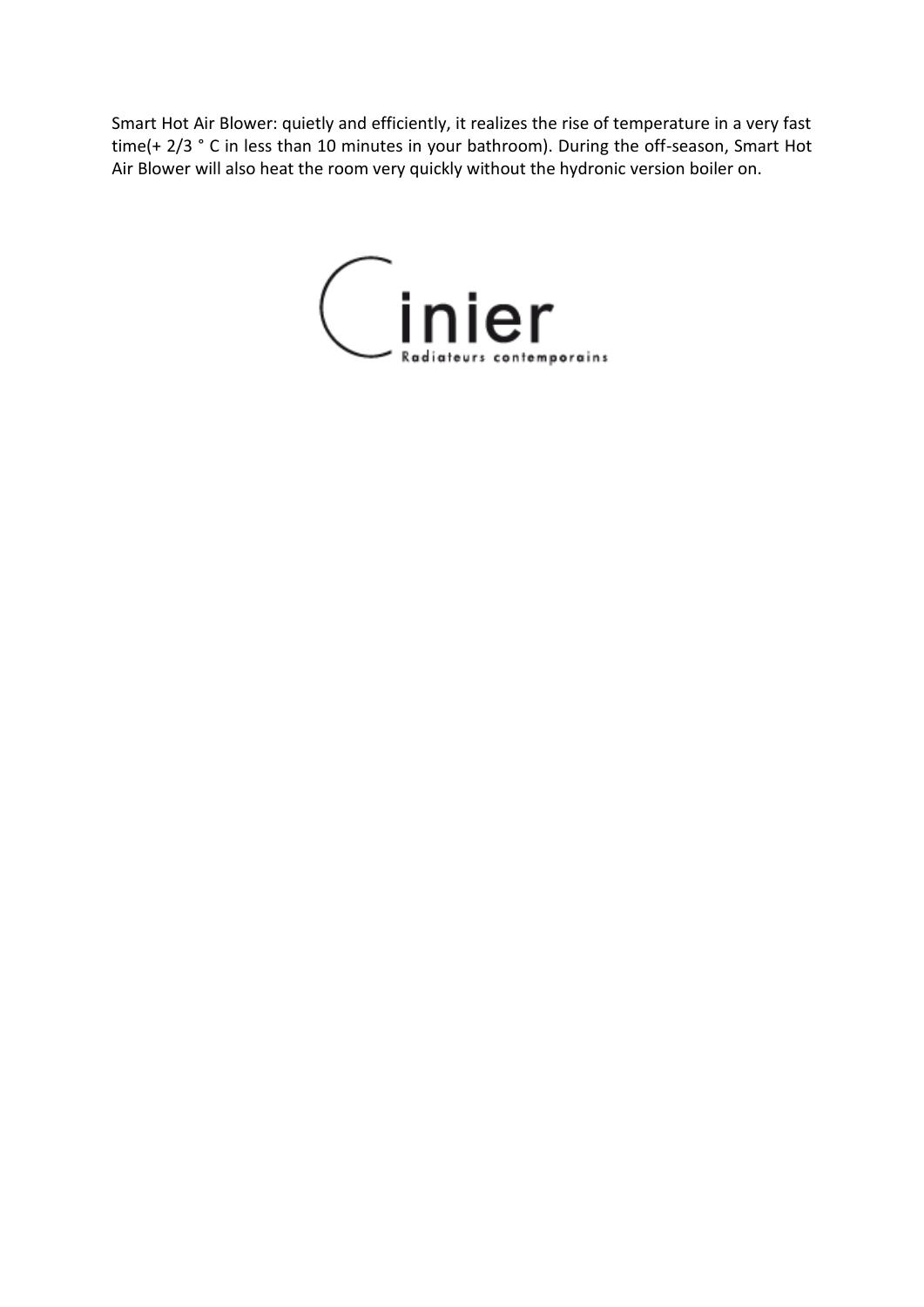Smart Hot Air Blower: quietly and efficiently, it realizes the rise of temperature in a very fast time(+ 2/3 ° C in less than 10 minutes in your bathroom). During the off-season, Smart Hot Air Blower will also heat the room very quickly without the hydronic version boiler on.

Cinier

Radiateurs contemporains